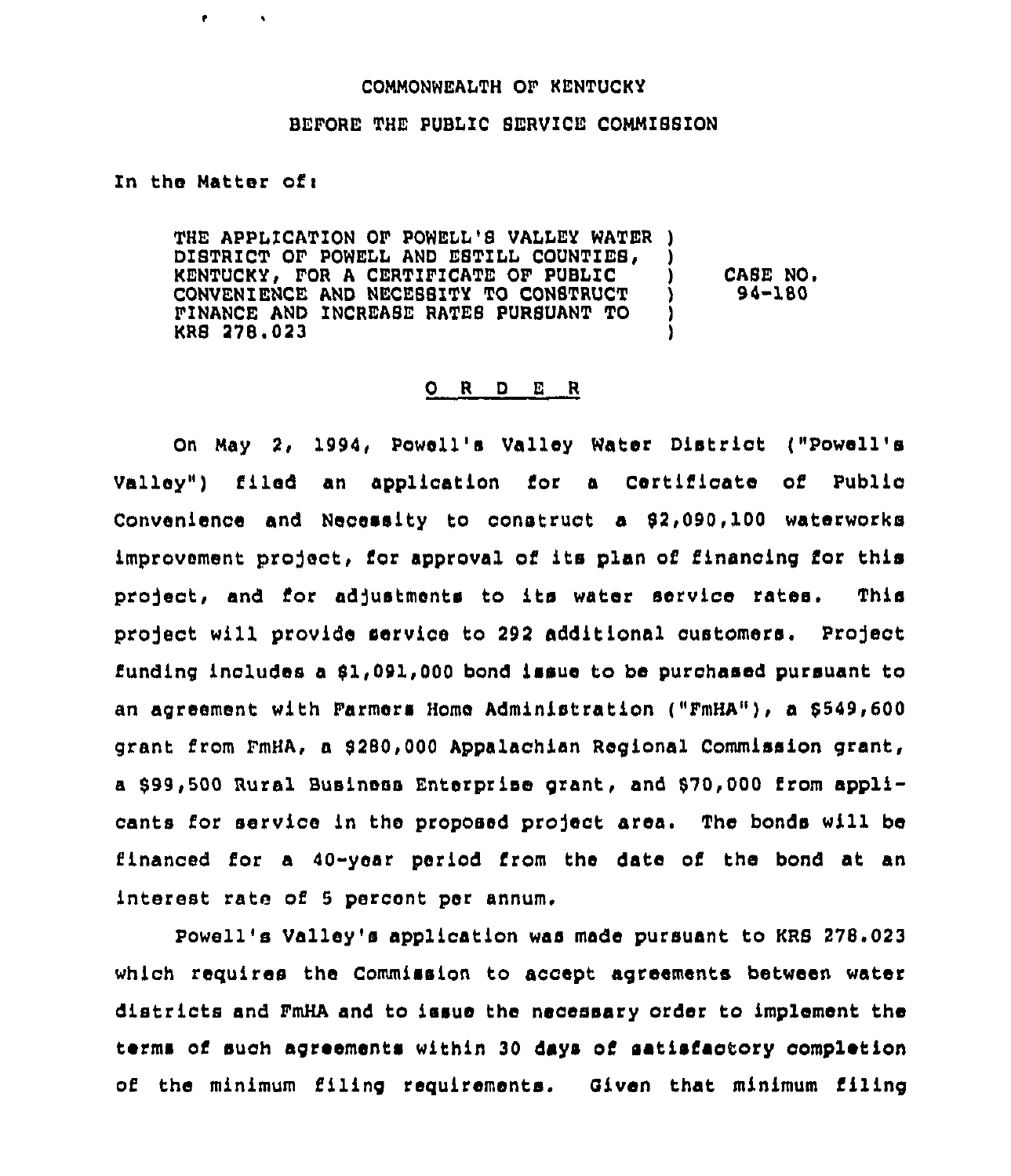COMMONWEALTH OF KENTUCKY

BEFORE THE PUBLIC SERVICE COMMISSION

In the Matter of:

THE APPLICATION OF POWELL'S VALLEY WATER DISTRICT OF POWELL AND ESTILL COUNTIES, KENTUCKY, FOR A CERTIFICATE OF PUBLIC CONVENIENCE AND NECESSITY TO CONSTRUCT FINANCE AND INCREASE RATES PURSUANT TO KRS 278.023

) CASE NO. 94-180

O R D E R

On May 2, 1994, Powell's Valley Water District ("Powell's Valley") filed an application for a Certificate of Public Convenience and Necessity to construct a $2,090,100 waterworks improvement project, for approval of its plan of financing for this project, and for adjustments to its water service rates. This project will provide service to 292 additional customers. Project funding includes a $1,091,000 bond issue to be purchased pursuant to an agreement with Farmers Home Administration ("FmHA"), a $549,600 grant from FmHA, a $280,000 Appalachian Regional Commission grant, a $99,500 Rural Business Enterprise grant, and $70,000 from applicants for service in the proposed project area. The bonds will be financed for a 40-year period from the date of the bond at an interest rate of 5 percent per annum.

Powell's Valley's application was made pursuant to KRS 278.023 which requires the Commission to accept agreements between water districts and FmHA and to issue the necessary order to implement the terms of such agreements within 30 days of satisfactory completion of the minimum filing requirements. Given that minimum filing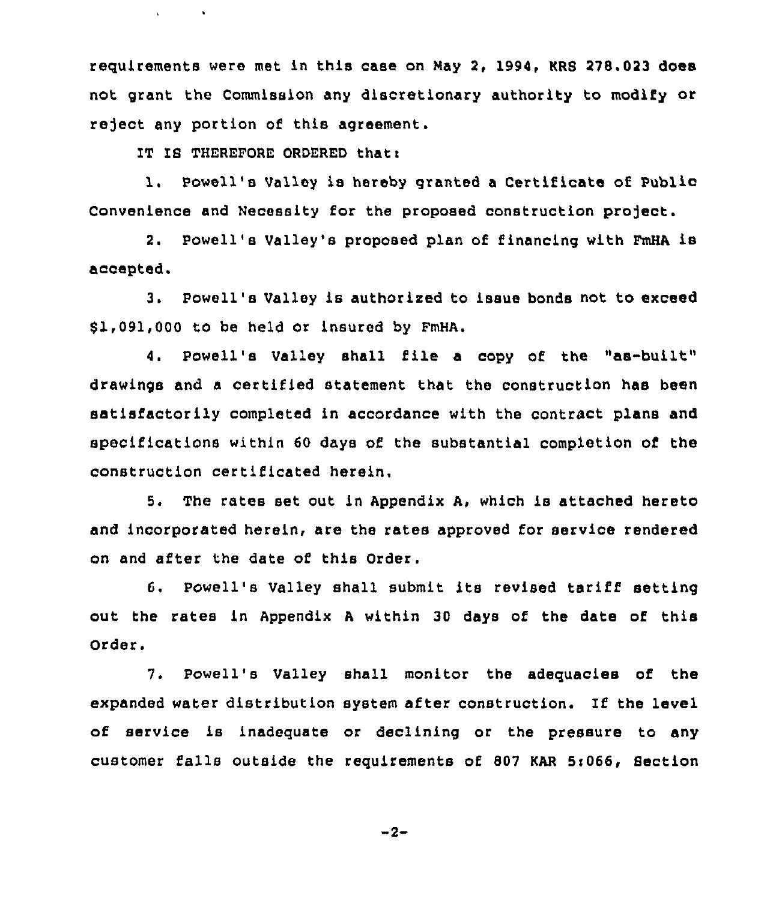requirements were met in this case on May 2, 1994, KRS 278.023 does not grant the Commission any discretionary authority to modify or reject any portion of this agreement.

IT IS THEREFORE ORDERED that:

1. Powell's Valley is hereby granted a Certificate of Public Convenience and Necessity for the proposed construction project.

2. Powell's Valley's proposed plan of financing with FmHA is accepted.

3. Powell's Valley is authorized to issue bonds not to exceed $1,091,000 to be held or insured by FmHA.

4. Powell's Valley shall file a copy of the "as-built" drawings and a certified statement that the construction has been satisfactorily completed in accordance with the contract plans and specifications within 60 days of the substantial completion of the construction certificated herein.

5. The rates set out in Appendix A, which is attached hereto and incorporated herein, are the rates approved for service rendered on and after the date of this Order.

6. Powell's Valley shall submit its revised tariff setting out the rates in Appendix A within 30 days of the date of this Order.

7. Powell's Valley shall monitor the adequacies of the expanded water distribution system after construction. If the level of service is inadequate or declining or the pressure to any customer falls outside the requirements of 807 KAR 5:066, Section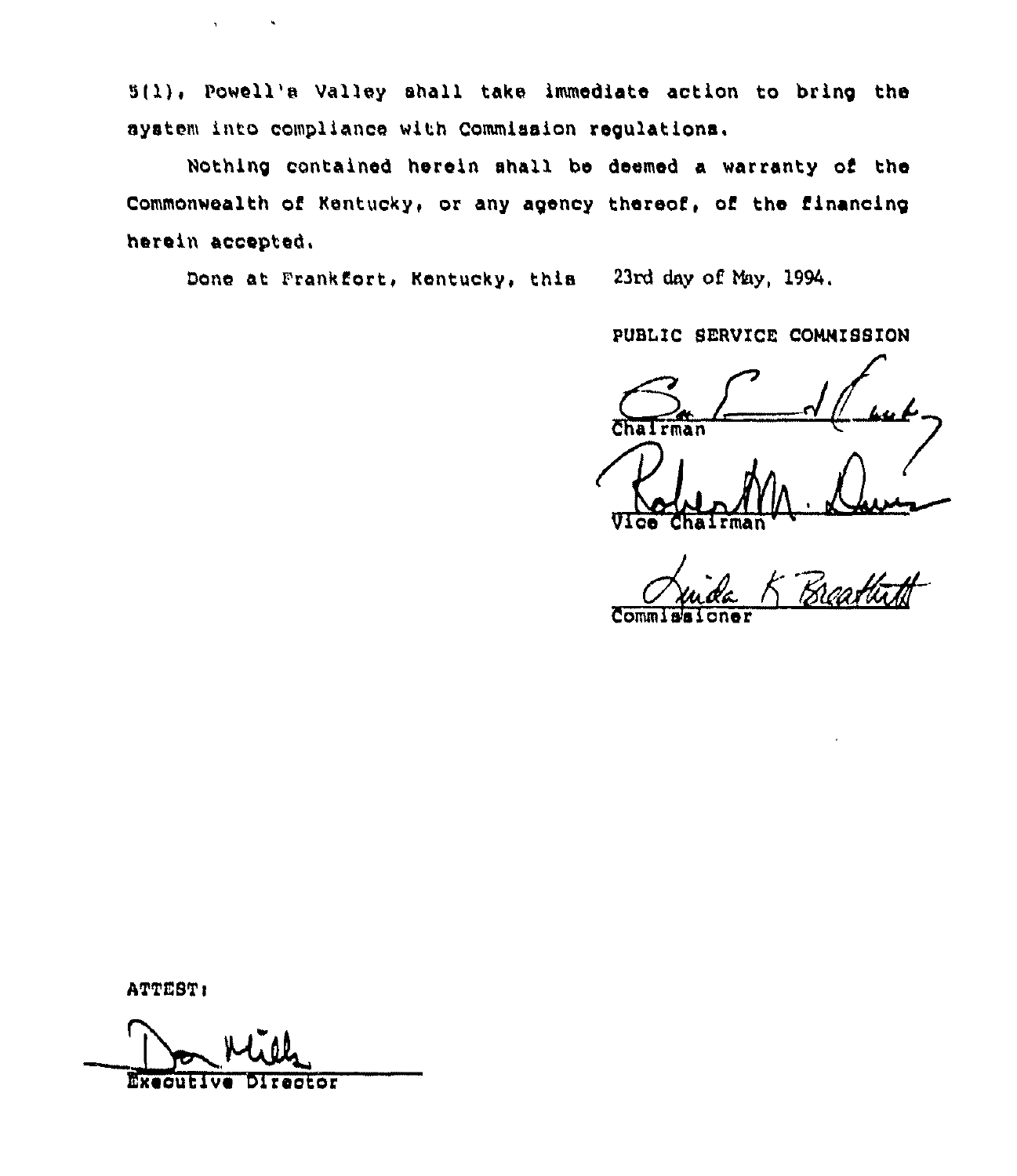5(1), Powell's Valley shall take immediate action to bring the system into compliance with Commission regulations.

Nothing contained herein shall be deemed a warranty of the Commonwealth of Kentucky, or any agency thereof, of the financing herein accepted.

Done at Frankfort, Kentucky, this 23rd day of May, 1994.

PUBLIC SERVICE COMMISSION

Chairman

Vice Chairman

Commissioner

ATTEST:

Executive Director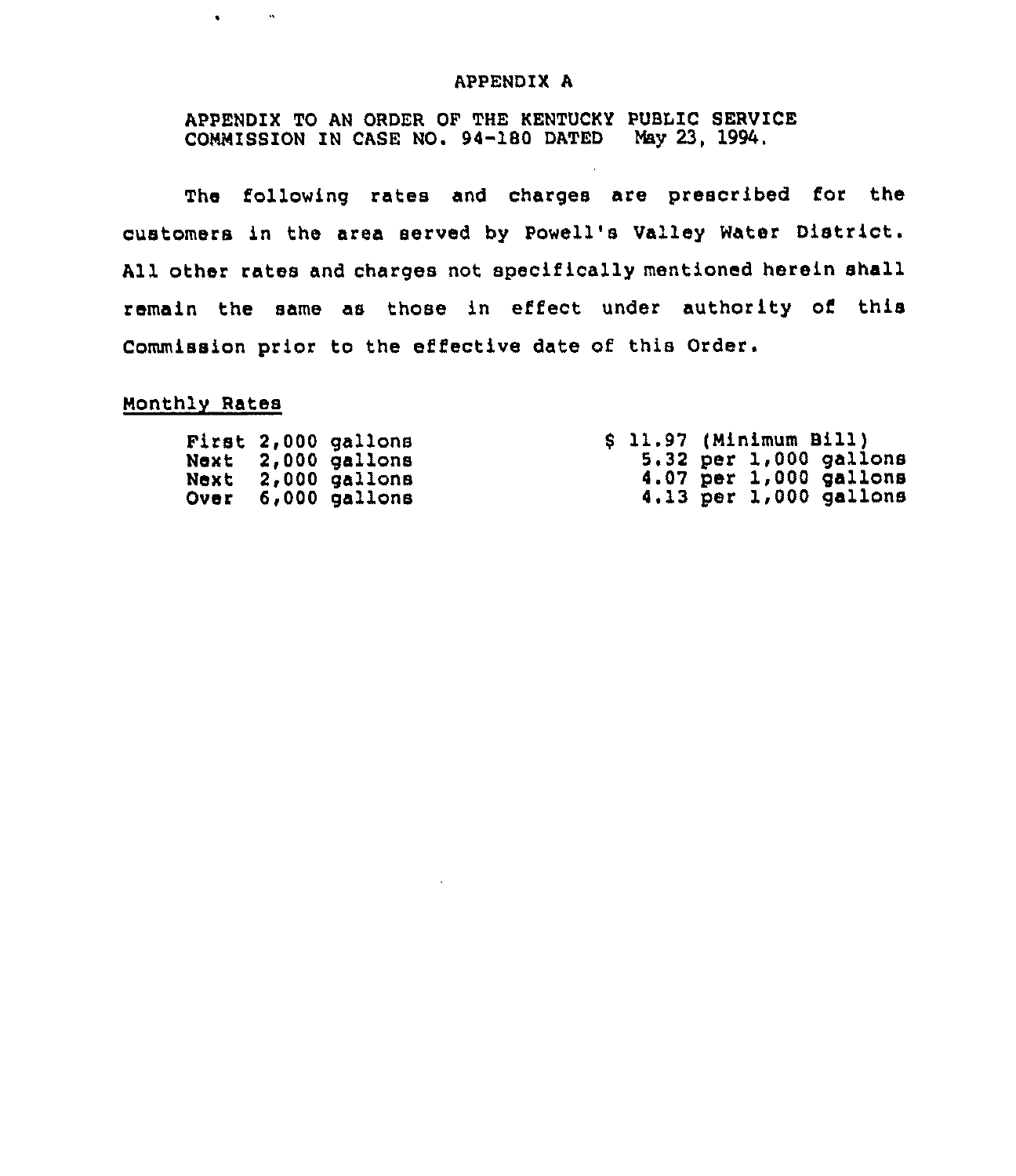# APPENDIX A

APPENDIX TO AN ORDER OF THE KENTUCKY PUBLIC SERVICE COMMISSION IN CASE NO. 94-180 DATED May 23, 1994.

The following rates and charges are prescribed for the customers in the area served by Powell's Valley Water District. All other rates and charges not specifically mentioned herein shall remain the same as those in effect under authority of this Commission prior to the effective date of this Order.

Monthly Rates

| | |
|---|---|
| First 2,000 gallons | $ 11.97 (Minimum Bill) |
| Next 2,000 gallons | 5.32 per 1,000 gallons |
| Next 2,000 gallons | 4.07 per 1,000 gallons |
| Over 6,000 gallons | 4.13 per 1,000 gallons |